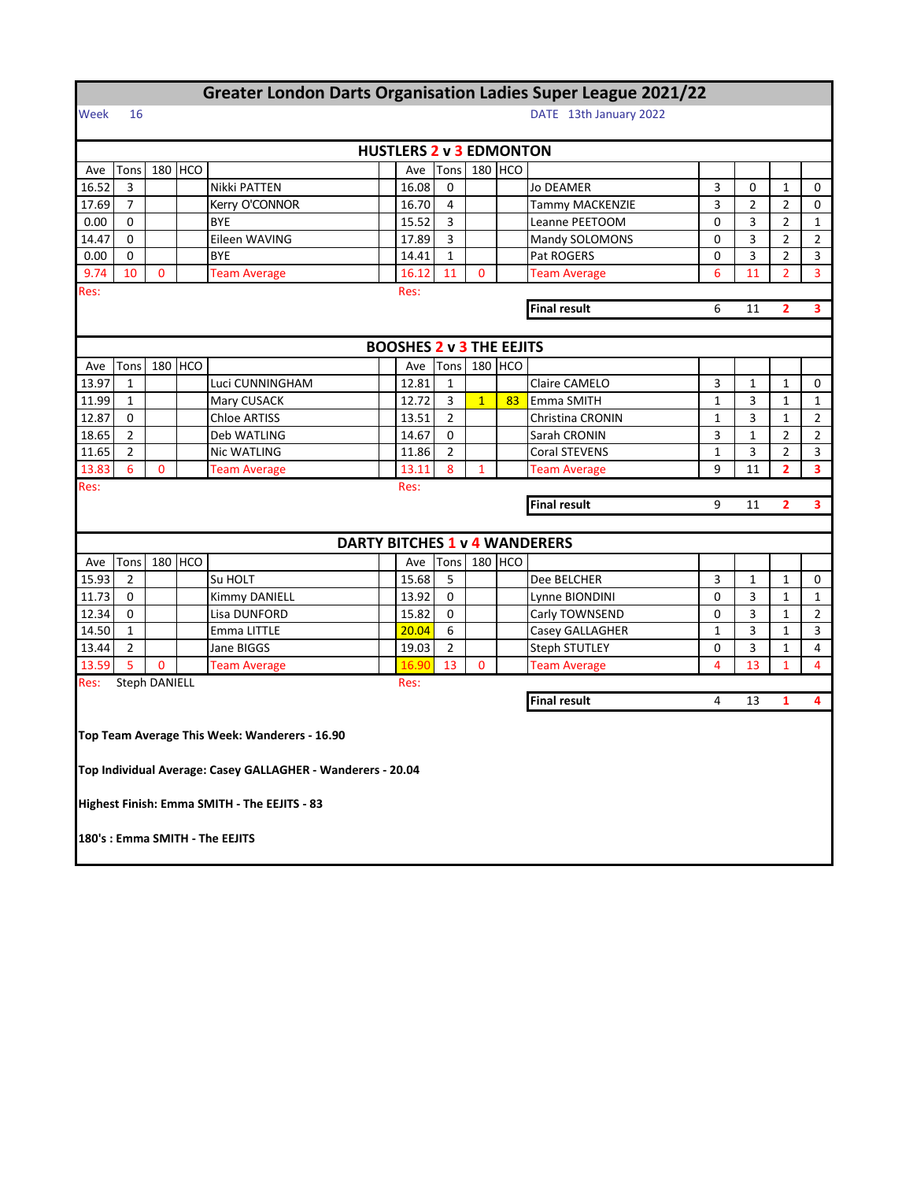# Greater London Darts Organisation Ladies Super League 2021/22

Week 16 DATE 13th January 2022

## HUSTLERS 2 v 3 EDMONTON

| Ave | Tons | 180 | HCO | | Ave | Tons | 180 | HCO | | | | | |
|---|---|---|---|---|---|---|---|---|---|---|---|---|---|
| 16.52 | 3 | | | Nikki PATTEN | 16.08 | 0 | | | Jo DEAMER | 3 | 0 | 1 | 0 |
| 17.69 | 7 | | | Kerry O'CONNOR | 16.70 | 4 | | | Tammy MACKENZIE | 3 | 2 | 2 | 0 |
| 0.00 | 0 | | | BYE | 15.52 | 3 | | | Leanne PEETOOM | 0 | 3 | 2 | 1 |
| 14.47 | 0 | | | Eileen WAVING | 17.89 | 3 | | | Mandy SOLOMONS | 0 | 3 | 2 | 2 |
| 0.00 | 0 | | | BYE | 14.41 | 1 | | | Pat ROGERS | 0 | 3 | 2 | 3 |
| 9.74 | 10 | 0 | | Team Average | 16.12 | 11 | 0 | | Team Average | 6 | 11 | 2 | 3 |
| Res: | | | | | Res: | | | | | | | | |
| | | | | | | | | | **Final result** | 6 | 11 | **2** | **3** |

## BOOSHES 2 v 3 THE EEJITS

| Ave | Tons | 180 | HCO | | Ave | Tons | 180 | HCO | | | | | |
|---|---|---|---|---|---|---|---|---|---|---|---|---|---|
| 13.97 | 1 | | | Luci CUNNINGHAM | 12.81 | 1 | | | Claire CAMELO | 3 | 1 | 1 | 0 |
| 11.99 | 1 | | | Mary CUSACK | 12.72 | 3 | 1 | 83 | Emma SMITH | 1 | 3 | 1 | 1 |
| 12.87 | 0 | | | Chloe ARTISS | 13.51 | 2 | | | Christina CRONIN | 1 | 3 | 1 | 2 |
| 18.65 | 2 | | | Deb WATLING | 14.67 | 0 | | | Sarah CRONIN | 3 | 1 | 2 | 2 |
| 11.65 | 2 | | | Nic WATLING | 11.86 | 2 | | | Coral STEVENS | 1 | 3 | 2 | 3 |
| 13.83 | 6 | 0 | | Team Average | 13.11 | 8 | 1 | | Team Average | 9 | 11 | 2 | 3 |
| Res: | | | | | Res: | | | | | | | | |
| | | | | | | | | | **Final result** | 9 | 11 | **2** | **3** |

## DARTY BITCHES 1 v 4 WANDERERS

| Ave | Tons | 180 | HCO | | Ave | Tons | 180 | HCO | | | | | |
|---|---|---|---|---|---|---|---|---|---|---|---|---|---|
| 15.93 | 2 | | | Su HOLT | 15.68 | 5 | | | Dee BELCHER | 3 | 1 | 1 | 0 |
| 11.73 | 0 | | | Kimmy DANIELL | 13.92 | 0 | | | Lynne BIONDINI | 0 | 3 | 1 | 1 |
| 12.34 | 0 | | | Lisa DUNFORD | 15.82 | 0 | | | Carly TOWNSEND | 0 | 3 | 1 | 2 |
| 14.50 | 1 | | | Emma LITTLE | 20.04 | 6 | | | Casey GALLAGHER | 1 | 3 | 1 | 3 |
| 13.44 | 2 | | | Jane BIGGS | 19.03 | 2 | | | Steph STUTLEY | 0 | 3 | 1 | 4 |
| 13.59 | 5 | 0 | | Team Average | 16.90 | 13 | 0 | | Team Average | 4 | 13 | 1 | 4 |
| Res: | Steph DANIELL | | | | Res: | | | | | | | | |
| | | | | | | | | | **Final result** | 4 | 13 | **1** | **4** |

**Top Team Average This Week: Wanderers - 16.90**

**Top Individual Average: Casey GALLAGHER - Wanderers - 20.04**

**Highest Finish: Emma SMITH - The EEJITS - 83**

**180's : Emma SMITH - The EEJITS**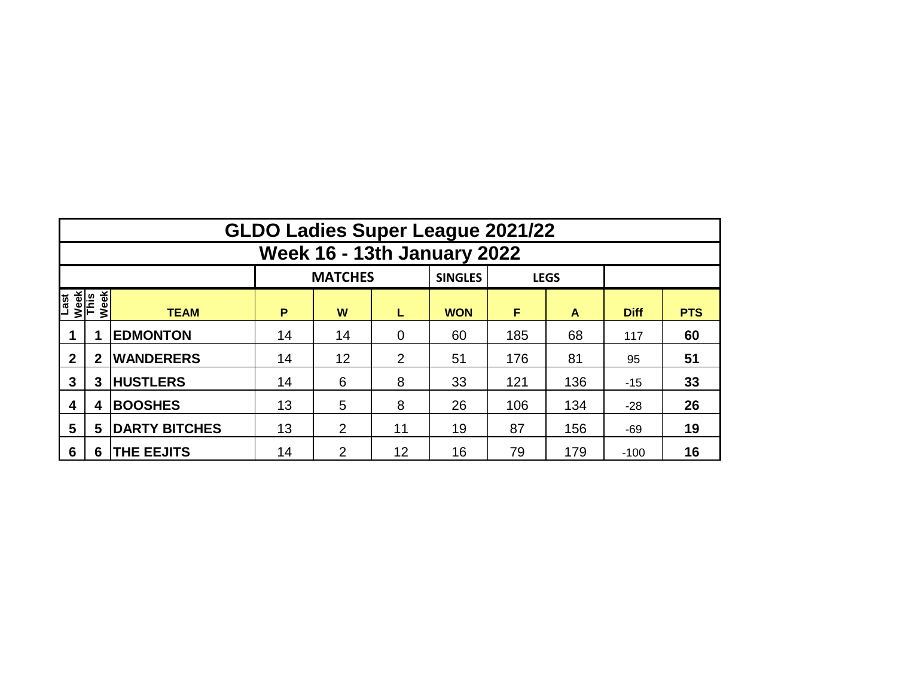# GLDO Ladies Super League 2021/22

## Week 16 - 13th January 2022

| | | | MATCHES | | | SINGLES | LEGS | | | |
|---|---|---|---|---|---|---|---|---|---|---|
| Last Week | This Week | TEAM | P | W | L | WON | F | A | Diff | PTS |
| 1 | 1 | EDMONTON | 14 | 14 | 0 | 60 | 185 | 68 | 117 | 60 |
| 2 | 2 | WANDERERS | 14 | 12 | 2 | 51 | 176 | 81 | 95 | 51 |
| 3 | 3 | HUSTLERS | 14 | 6 | 8 | 33 | 121 | 136 | -15 | 33 |
| 4 | 4 | BOOSHES | 13 | 5 | 8 | 26 | 106 | 134 | -28 | 26 |
| 5 | 5 | DARTY BITCHES | 13 | 2 | 11 | 19 | 87 | 156 | -69 | 19 |
| 6 | 6 | THE EEJITS | 14 | 2 | 12 | 16 | 79 | 179 | -100 | 16 |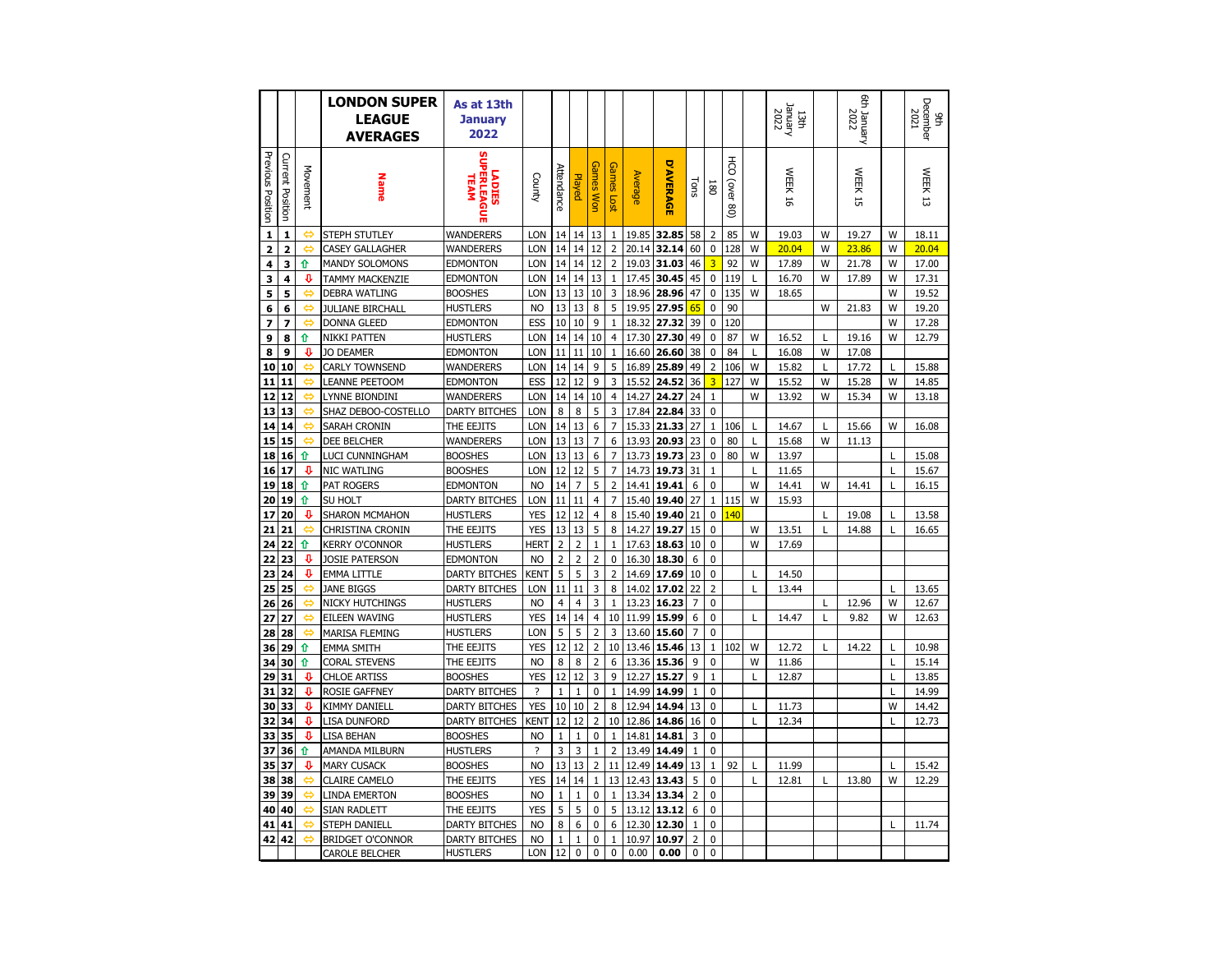| | | | LONDON SUPER LEAGUE AVERAGES | As at 13th January 2022 | | | | | | | | | | | | 13th January 2022 | | 6th January 2022 | | 9th December 2021 |
|---|---|---|---|---|---|---|---|---|---|---|---|---|---|---|---|---|---|---|---|---|
| Previous Position | Current Position | Movement | Name | LADIES SUPERLEAGUE TEAM | County | Attendance | Played | Games Won | Games Lost | Average | D'AVERAGE | Tons | 180 | HCO (over 80) | | WEEK 16 | | WEEK 15 | | WEEK 13 |
| 1 | 1 | ⇔ | STEPH STUTLEY | WANDERERS | LON | 14 | 14 | 13 | 1 | 19.85 | **32.85** | 58 | 2 | 85 | W | 19.03 | W | 19.27 | W | 18.11 |
| 2 | 2 | ⇔ | CASEY GALLAGHER | WANDERERS | LON | 14 | 14 | 12 | 2 | 20.14 | **32.14** | 60 | 0 | 128 | W | 20.04 | W | 23.86 | W | 20.04 |
| 4 | 3 | ⇧ | MANDY SOLOMONS | EDMONTON | LON | 14 | 14 | 12 | 2 | 19.03 | **31.03** | 46 | 3 | 92 | W | 17.89 | W | 21.78 | W | 17.00 |
| 3 | 4 | ⇩ | TAMMY MACKENZIE | EDMONTON | LON | 14 | 14 | 13 | 1 | 17.45 | **30.45** | 45 | 0 | 119 | L | 16.70 | W | 17.89 | W | 17.31 |
| 5 | 5 | ⇔ | DEBRA WATLING | BOOSHES | LON | 13 | 13 | 10 | 3 | 18.96 | **28.96** | 47 | 0 | 135 | W | 18.65 | | | W | 19.52 |
| 6 | 6 | ⇔ | JULIANE BIRCHALL | HUSTLERS | NO | 13 | 13 | 8 | 5 | 19.95 | **27.95** | 65 | 0 | 90 | | | W | 21.83 | W | 19.20 |
| 7 | 7 | ⇔ | DONNA GLEED | EDMONTON | ESS | 10 | 10 | 9 | 1 | 18.32 | **27.32** | 39 | 0 | 120 | | | | | W | 17.28 |
| 9 | 8 | ⇧ | NIKKI PATTEN | HUSTLERS | LON | 14 | 14 | 10 | 4 | 17.30 | **27.30** | 49 | 0 | 87 | W | 16.52 | L | 19.16 | W | 12.79 |
| 8 | 9 | ⇩ | JO DEAMER | EDMONTON | LON | 11 | 11 | 10 | 1 | 16.60 | **26.60** | 38 | 0 | 84 | L | 16.08 | W | 17.08 | | |
| 10 | 10 | ⇔ | CARLY TOWNSEND | WANDERERS | LON | 14 | 14 | 9 | 5 | 16.89 | **25.89** | 49 | 2 | 106 | W | 15.82 | L | 17.72 | L | 15.88 |
| 11 | 11 | ⇔ | LEANNE PEETOOM | EDMONTON | ESS | 12 | 12 | 9 | 3 | 15.52 | **24.52** | 36 | 3 | 127 | W | 15.52 | W | 15.28 | W | 14.85 |
| 12 | 12 | ⇔ | LYNNE BIONDINI | WANDERERS | LON | 14 | 14 | 10 | 4 | 14.27 | **24.27** | 24 | 1 | | W | 13.92 | W | 15.34 | W | 13.18 |
| 13 | 13 | ⇔ | SHAZ DEBOO-COSTELLO | DARTY BITCHES | LON | 8 | 8 | 5 | 3 | 17.84 | **22.84** | 33 | 0 | | | | | | | |
| 14 | 14 | ⇔ | SARAH CRONIN | THE EEJITS | LON | 14 | 13 | 6 | 7 | 15.33 | **21.33** | 27 | 1 | 106 | L | 14.67 | L | 15.66 | W | 16.08 |
| 15 | 15 | ⇔ | DEE BELCHER | WANDERERS | LON | 13 | 13 | 7 | 6 | 13.93 | **20.93** | 23 | 0 | 80 | L | 15.68 | W | 11.13 | | |
| 18 | 16 | ⇧ | LUCI CUNNINGHAM | BOOSHES | LON | 13 | 13 | 6 | 7 | 13.73 | **19.73** | 23 | 0 | 80 | W | 13.97 | | | L | 15.08 |
| 16 | 17 | ⇩ | NIC WATLING | BOOSHES | LON | 12 | 12 | 5 | 7 | 14.73 | **19.73** | 31 | 1 | | L | 11.65 | | | L | 15.67 |
| 19 | 18 | ⇧ | PAT ROGERS | EDMONTON | NO | 14 | 7 | 5 | 2 | 14.41 | **19.41** | 6 | 0 | | W | 14.41 | W | 14.41 | L | 16.15 |
| 20 | 19 | ⇧ | SU HOLT | DARTY BITCHES | LON | 11 | 11 | 4 | 7 | 15.40 | **19.40** | 27 | 1 | 115 | W | 15.93 | | | | |
| 17 | 20 | ⇩ | SHARON MCMAHON | HUSTLERS | YES | 12 | 12 | 4 | 8 | 15.40 | **19.40** | 21 | 0 | 140 | | | L | 19.08 | L | 13.58 |
| 21 | 21 | ⇔ | CHRISTINA CRONIN | THE EEJITS | YES | 13 | 13 | 5 | 8 | 14.27 | **19.27** | 15 | 0 | | W | 13.51 | L | 14.88 | L | 16.65 |
| 24 | 22 | ⇧ | KERRY O'CONNOR | HUSTLERS | HERT | 2 | 2 | 1 | 1 | 17.63 | **18.63** | 10 | 0 | | W | 17.69 | | | | |
| 22 | 23 | ⇩ | JOSIE PATERSON | EDMONTON | NO | 2 | 2 | 2 | 0 | 16.30 | **18.30** | 6 | 0 | | | | | | | |
| 23 | 24 | ⇩ | EMMA LITTLE | DARTY BITCHES | KENT | 5 | 5 | 3 | 2 | 14.69 | **17.69** | 10 | 0 | | L | 14.50 | | | | |
| 25 | 25 | ⇔ | JANE BIGGS | DARTY BITCHES | LON | 11 | 11 | 3 | 8 | 14.02 | **17.02** | 22 | 2 | | L | 13.44 | | | L | 13.65 |
| 26 | 26 | ⇔ | NICKY HUTCHINGS | HUSTLERS | NO | 4 | 4 | 3 | 1 | 13.23 | **16.23** | 7 | 0 | | | | L | 12.96 | W | 12.67 |
| 27 | 27 | ⇔ | EILEEN WAVING | HUSTLERS | YES | 14 | 14 | 4 | 10 | 11.99 | **15.99** | 6 | 0 | | L | 14.47 | L | 9.82 | W | 12.63 |
| 28 | 28 | ⇔ | MARISA FLEMING | HUSTLERS | LON | 5 | 5 | 2 | 3 | 13.60 | **15.60** | 7 | 0 | | | | | | | |
| 36 | 29 | ⇧ | EMMA SMITH | THE EEJITS | YES | 12 | 12 | 2 | 10 | 13.46 | **15.46** | 13 | 1 | 102 | W | 12.72 | L | 14.22 | L | 10.98 |
| 34 | 30 | ⇧ | CORAL STEVENS | THE EEJITS | NO | 8 | 8 | 2 | 6 | 13.36 | **15.36** | 9 | 0 | | W | 11.86 | | | L | 15.14 |
| 29 | 31 | ⇩ | CHLOE ARTISS | BOOSHES | YES | 12 | 12 | 3 | 9 | 12.27 | **15.27** | 9 | 1 | | L | 12.87 | | | L | 13.85 |
| 31 | 32 | ⇩ | ROSIE GAFFNEY | DARTY BITCHES | ? | 1 | 1 | 0 | 1 | 14.99 | **14.99** | 1 | 0 | | | | | | L | 14.99 |
| 30 | 33 | ⇩ | KIMMY DANIELL | DARTY BITCHES | YES | 10 | 10 | 2 | 8 | 12.94 | **14.94** | 13 | 0 | | L | 11.73 | | | W | 14.42 |
| 32 | 34 | ⇩ | LISA DUNFORD | DARTY BITCHES | KENT | 12 | 12 | 2 | 10 | 12.86 | **14.86** | 16 | 0 | | L | 12.34 | | | L | 12.73 |
| 33 | 35 | ⇩ | LISA BEHAN | BOOSHES | NO | 1 | 1 | 0 | 1 | 14.81 | **14.81** | 3 | 0 | | | | | | | |
| 37 | 36 | ⇧ | AMANDA MILBURN | HUSTLERS | ? | 3 | 3 | 1 | 2 | 13.49 | **14.49** | 1 | 0 | | | | | | | |
| 35 | 37 | ⇩ | MARY CUSACK | BOOSHES | NO | 13 | 13 | 2 | 11 | 12.49 | **14.49** | 13 | 1 | 92 | L | 11.99 | | | L | 15.42 |
| 38 | 38 | ⇔ | CLAIRE CAMELO | THE EEJITS | YES | 14 | 14 | 1 | 13 | 12.43 | **13.43** | 5 | 0 | | L | 12.81 | L | 13.80 | W | 12.29 |
| 39 | 39 | ⇔ | LINDA EMERTON | BOOSHES | NO | 1 | 1 | 0 | 1 | 13.34 | **13.34** | 2 | 0 | | | | | | | |
| 40 | 40 | ⇔ | SIAN RADLETT | THE EEJITS | YES | 5 | 5 | 0 | 5 | 13.12 | **13.12** | 6 | 0 | | | | | | | |
| 41 | 41 | ⇔ | STEPH DANIELL | DARTY BITCHES | NO | 8 | 6 | 0 | 6 | 12.30 | **12.30** | 1 | 0 | | | | | | L | 11.74 |
| 42 | 42 | ⇔ | BRIDGET O'CONNOR | DARTY BITCHES | NO | 1 | 1 | 0 | 1 | 10.97 | **10.97** | 2 | 0 | | | | | | | |
| | | | CAROLE BELCHER | HUSTLERS | LON | 12 | 0 | 0 | 0 | 0.00 | **0.00** | 0 | 0 | | | | | | | |